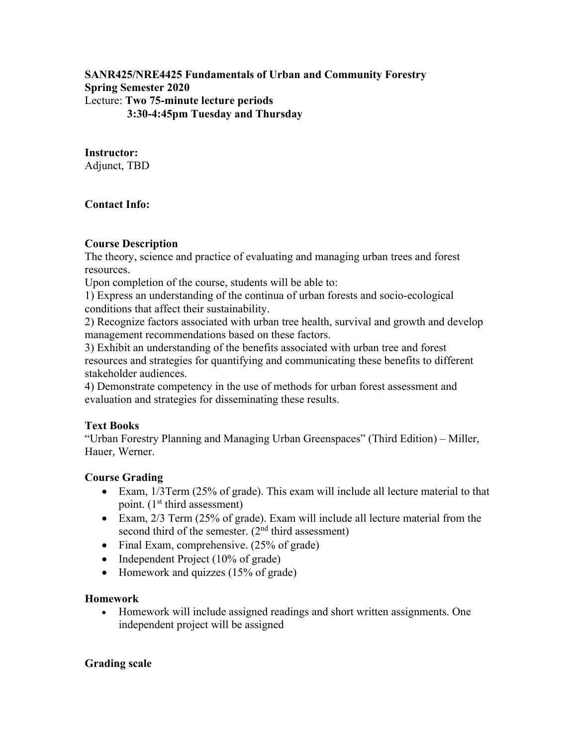**SANR425/NRE4425 Fundamentals of Urban and Community Forestry**
**Spring Semester 2020**
Lecture: **Two 75-minute lecture periods**
**3:30-4:45pm Tuesday and Thursday**

**Instructor:**
Adjunct, TBD

**Contact Info:**

**Course Description**
The theory, science and practice of evaluating and managing urban trees and forest resources.
Upon completion of the course, students will be able to:
1) Express an understanding of the continua of urban forests and socio-ecological conditions that affect their sustainability.
2) Recognize factors associated with urban tree health, survival and growth and develop management recommendations based on these factors.
3) Exhibit an understanding of the benefits associated with urban tree and forest resources and strategies for quantifying and communicating these benefits to different stakeholder audiences.
4) Demonstrate competency in the use of methods for urban forest assessment and evaluation and strategies for disseminating these results.

**Text Books**
"Urban Forestry Planning and Managing Urban Greenspaces" (Third Edition) – Miller, Hauer, Werner.

**Course Grading**

- Exam, 1/3Term (25% of grade). This exam will include all lecture material to that point. (1st third assessment)
- Exam, 2/3 Term (25% of grade). Exam will include all lecture material from the second third of the semester. (2nd third assessment)
- Final Exam, comprehensive. (25% of grade)
- Independent Project (10% of grade)
- Homework and quizzes (15% of grade)

**Homework**

- Homework will include assigned readings and short written assignments. One independent project will be assigned

**Grading scale**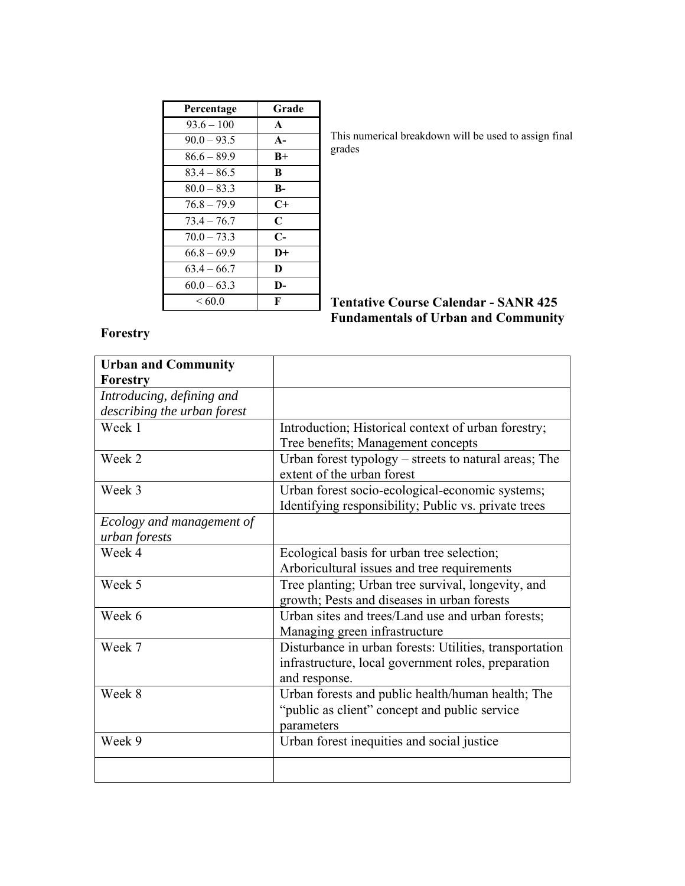| Percentage | Grade |
| --- | --- |
| 93.6 – 100 | **A** |
| 90.0 – 93.5 | **A-** |
| 86.6 – 89.9 | **B+** |
| 83.4 – 86.5 | **B** |
| 80.0 – 83.3 | **B-** |
| 76.8 – 79.9 | **C+** |
| 73.4 – 76.7 | **C** |
| 70.0 – 73.3 | **C-** |
| 66.8 – 69.9 | **D+** |
| 63.4 – 66.7 | **D** |
| 60.0 – 63.3 | **D-** |
| < 60.0 | **F** |

This numerical breakdown will be used to assign final grades

**Tentative Course Calendar - SANR 425 Fundamentals of Urban and Community Forestry**

| **Urban and Community Forestry** | |
| --- | --- |
| *Introducing, defining and describing the urban forest* | |
| Week 1 | Introduction; Historical context of urban forestry; Tree benefits; Management concepts |
| Week 2 | Urban forest typology – streets to natural areas; The extent of the urban forest |
| Week 3 | Urban forest socio-ecological-economic systems; Identifying responsibility; Public vs. private trees |
| *Ecology and management of urban forests* | |
| Week 4 | Ecological basis for urban tree selection; Arboricultural issues and tree requirements |
| Week 5 | Tree planting; Urban tree survival, longevity, and growth; Pests and diseases in urban forests |
| Week 6 | Urban sites and trees/Land use and urban forests; Managing green infrastructure |
| Week 7 | Disturbance in urban forests: Utilities, transportation infrastructure, local government roles, preparation and response. |
| Week 8 | Urban forests and public health/human health; The "public as client" concept and public service parameters |
| Week 9 | Urban forest inequities and social justice |
| | |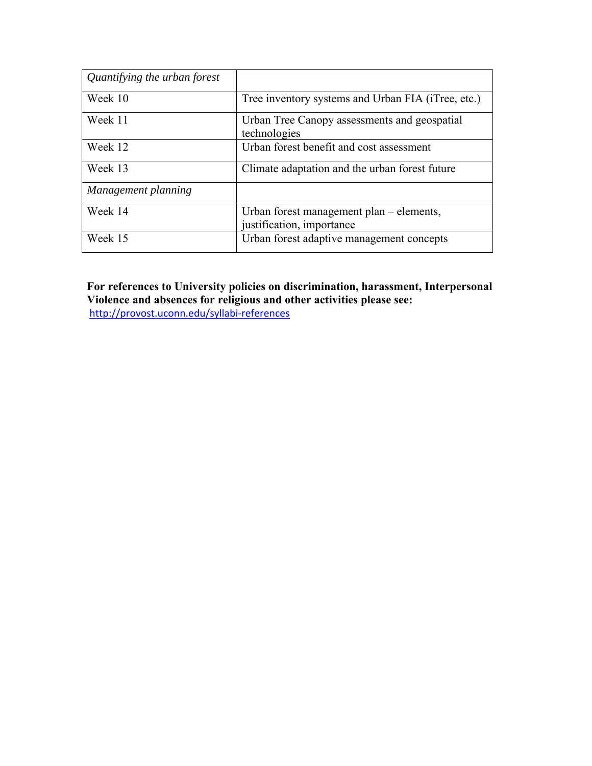| | |
|---|---|
| *Quantifying the urban forest* | |
| Week 10 | Tree inventory systems and Urban FIA (iTree, etc.) |
| Week 11 | Urban Tree Canopy assessments and geospatial technologies |
| Week 12 | Urban forest benefit and cost assessment |
| Week 13 | Climate adaptation and the urban forest future |
| *Management planning* | |
| Week 14 | Urban forest management plan – elements, justification, importance |
| Week 15 | Urban forest adaptive management concepts |

**For references to University policies on discrimination, harassment, Interpersonal Violence and absences for religious and other activities please see:**
http://provost.uconn.edu/syllabi-references